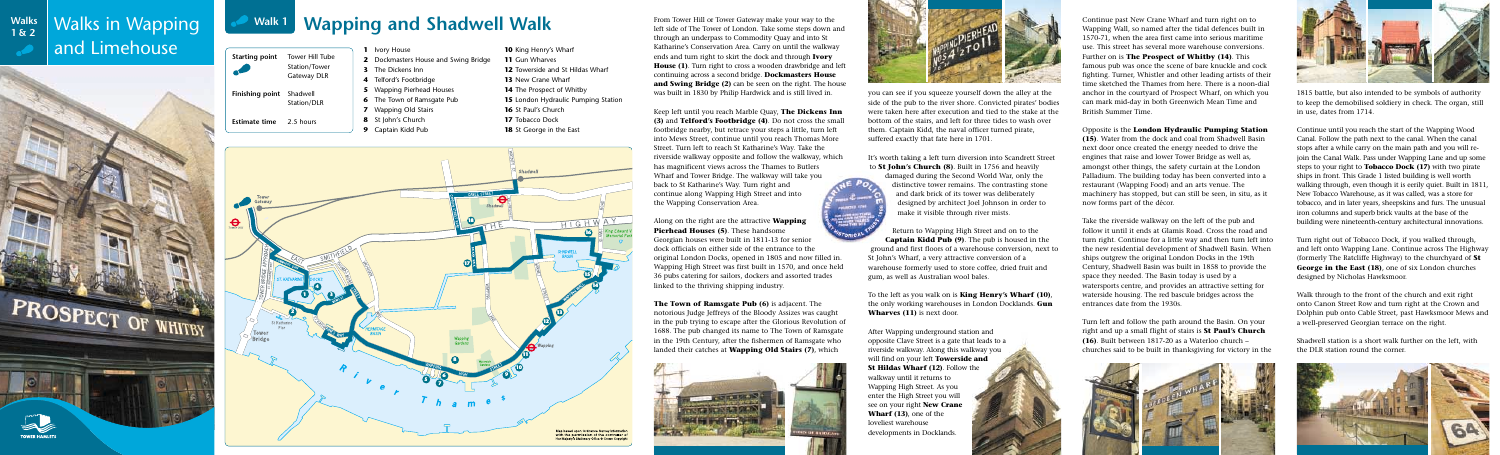# Walks in Wapping and Limehouse

Walks 1 & 2

## Walk 1 Wapping and Shadwell Walk

| | |
|---|---|
| **Starting point** | Tower Hill Tube Station/Tower Gateway DLR |
| **Finishing point** | Shadwell Station/DLR |
| **Estimate time** | 2.5 hours |

1. Ivory House
2. Dockmasters House and Swing Bridge
3. The Dickens Inn
4. Telford's Footbridge
5. Wapping Pierhead Houses
6. The Town of Ramsgate Pub
7. Wapping Old Stairs
8. St John's Church
9. Captain Kidd Pub
10. King Henry's Wharf
11. Gun Wharves
12. Towerside and St Hildas Wharf
13. New Crane Wharf
14. The Prospect of Whitby
15. London Hydraulic Pumping Station
16. St Paul's Church
17. Tobacco Dock
18. St George in the East

From Tower Hill or Tower Gateway make your way to the left side of The Tower of London. Take some steps down and through an underpass to Commodity Quay and into St Katharine's Conservation Area. Carry on until the walkway ends and turn right to skirt the dock and through **Ivory House (1)**. Turn right to cross a wooden drawbridge and left continuing across a second bridge. **Dockmasters House and Swing Bridge (2)** can be seen on the right. The house was built in 1830 by Philip Hardwick and is still lived in.

Keep left until you reach Marble Quay, **The Dickens Inn (3)** and **Telford's Footbridge (4)**. Do not cross the small footbridge nearby, but retrace your steps a little, turn left into Mews Street, continue until you reach Thomas More Street. Turn left to reach St Katharine's Way. Take the riverside walkway opposite and follow the walkway, which has magnificent views across the Thames to Butlers Wharf and Tower Bridge. The walkway will take you back to St Katharine's Way. Turn right and continue along Wapping High Street and into the Wapping Conservation Area.

Along on the right are the attractive **Wapping Pierhead Houses (5)**. These handsome Georgian houses were built in 1811-13 for senior dock officials on either side of the entrance to the original London Docks, opened in 1805 and now filled in. Wapping High Street was first built in 1570, and once held 36 pubs catering for sailors, dockers and assorted trades linked to the thriving shipping industry.

**The Town of Ramsgate Pub (6)** is adjacent. The notorious Judge Jeffreys of the Bloody Assizes was caught in the pub trying to escape after the Glorious Revolution of 1688. The pub changed its name to The Town of Ramsgate in the 19th Century, after the fishermen of Ramsgate who landed their catches at **Wapping Old Stairs (7)**, which you can see if you squeeze yourself down the alley at the side of the pub to the river shore. Convicted pirates' bodies were taken here after execution and tied to the stake at the bottom of the stairs, and left for three tides to wash over them. Captain Kidd, the naval officer turned pirate, suffered exactly that fate here in 1701.

It's worth taking a left turn diversion into Scandrett Street to **St John's Church (8)**. Built in 1756 and heavily damaged during the Second World War, only the distinctive tower remains. The contrasting stone and dark brick of its tower was deliberately designed by architect Joel Johnson in order to make it visible through river mists.

Return to Wapping High Street and on to the **Captain Kidd Pub (9)**. The pub is housed in the ground and first floors of a warehouse conversion, next to St John's Wharf, a very attractive conversion of a warehouse formerly used to store coffee, dried fruit and gum, as well as Australian wool bales.

To the left as you walk on is **King Henry's Wharf (10)**, the only working warehouses in London Docklands. **Gun Wharves (11)** is next door.

After Wapping underground station and opposite Clave Street is a gate that leads to a riverside walkway. Along this walkway you will find on your left **Towerside and St Hildas Wharf (12)**. Follow the walkway until it returns to Wapping High Street. As you enter the High Street you will see on your right **New Crane Wharf (13)**, one of the loveliest warehouse developments in Docklands.

Continue past New Crane Wharf and turn right on to Wapping Wall, so named after the tidal defences built in 1570-71, when the area first came into serious maritime use. This street has several more warehouse conversions. Further on is **The Prospect of Whitby (14)**. This famous pub was once the scene of bare knuckle and cock fighting. Turner, Whistler and other leading artists of their time sketched the Thames from here. There is a noon-dial anchor in the courtyard of Prospect Wharf, on which you can mark mid-day in both Greenwich Mean Time and British Summer Time.

Opposite is the **London Hydraulic Pumping Station (15)**. Water from the dock and coal from Shadwell Basin next door once created the energy needed to drive the engines that raise and lower Tower Bridge as well as, amongst other things, the safety curtain at the London Palladium. The building today has been converted into a restaurant (Wapping Food) and an arts venue. The machinery has stopped, but can still be seen, in situ, as it now forms part of the décor.

Take the riverside walkway on the left of the pub and follow it until it ends at Glamis Road. Cross the road and turn right. Continue for a little way and then turn left into the new residential development of Shadwell Basin. When ships outgrew the original London Docks in the 19th Century, Shadwell Basin was built in 1858 to provide the space they needed. The Basin today is used by a watersports centre, and provides an attractive setting for waterside housing. The red bascule bridges across the entrances date from the 1930s.

Turn left and follow the path around the Basin. On your right and up a small flight of stairs is **St Paul's Church (16)**. Built between 1817-20 as a Waterloo church – churches said to be built in thanksgiving for victory in the 1815 battle, but also intended to be symbols of authority to keep the demobilised soldiery in check. The organ, still in use, dates from 1714.

Continue until you reach the start of the Wapping Wood Canal. Follow the path next to the canal. When the canal stops after a while carry on the main path and you will re-join the Canal Walk. Pass under Wapping Lane and up some steps to your right to **Tobacco Dock (17)** with two pirate ships in front. This Grade 1 listed building is well worth walking through, even though it is eerily quiet. Built in 1811, New Tobacco Warehouse, as it was called, was a store for tobacco, and in later years, sheepskins and furs. The unusual iron columns and superb brick vaults at the base of the building were nineteenth-century architectural innovations.

Turn right out of Tobacco Dock, if you walked through, and left onto Wapping Lane. Continue across The Highway (formerly The Ratcliffe Highway) to the churchyard of **St George in the East (18)**, one of six London churches designed by Nicholas Hawksmoor.

Walk through to the front of the church and exit right onto Canon Street Row and turn right at the Crown and Dolphin pub onto Cable Street, past Hawksmoor Mews and a well-preserved Georgian terrace on the right.

Shadwell station is a short walk further on the left, with the DLR station round the corner.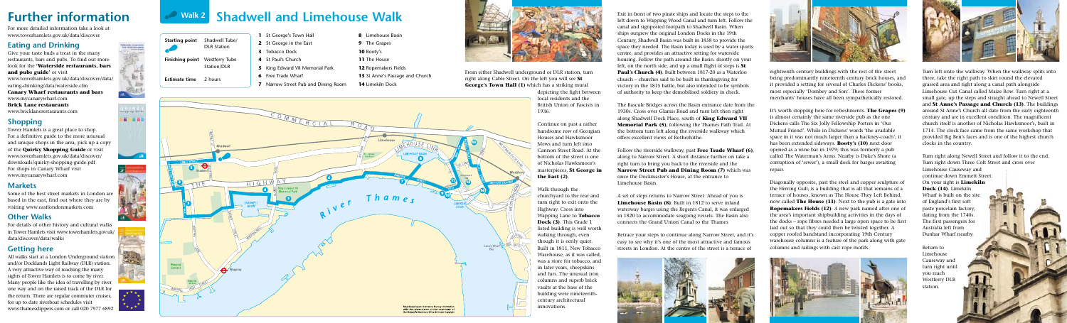# Further information

For more detailed information take a look at www.towerhamlets.gov.uk/data/discover

## Eating and Drinking

Give your taste buds a treat in the many restaurants, bars and pubs. To find out more look for the **'Waterside restaurants, bars and pubs guide'** or visit www.towerhamlets.gov.uk/data/discover/data/eating-drinking/data/waterside.cfm

**Canary Wharf restaurants and bars** www.mycanarywharf.com

**Brick Lane restaurants** www.bricklanerestaurants.com

## Shopping

Tower Hamlets is a great place to shop. For a definitive guide to the more unusual and unique shops in the area, pick up a copy of the **Quirky Shopping Guide** or visit www.towerhamlets.gov.uk/data/discover/downloads/quirky-shopping-guide.pdf For shops in Canary Wharf visit www.mycanarywharf.com

## Markets

Some of the best street markets in London are based in the east, find out where they are by visiting www.eastlondonmarkets.com

## Other Walks

For details of other history and cultural walks in Tower Hamlets visit www.towerhamlets.gov.uk/data/discover/data/walks

## Getting here

All walks start at a London Underground station and/or Docklands Light Railway (DLR) station. A very attractive way of reaching the many sights of Tower Hamlets is to come by river. Many people like the idea of travelling by river one way and on the raised track of the DLR for the return. There are regular commuter cruises, for up to date riverboat schedules visit www.thamesclippers.com or call 020 7977 6892

# Walk 2 Shadwell and Limehouse Walk

| | |
|---|---|
| **Starting point** | Shadwell Tube/ DLR Station |
| **Finishing point** | Westferry Tube Station/DLR |
| **Estimate time** | 2 hours |

1. St George's Town Hall
2. St George in the East
3. Tobacco Dock
4. St Paul's Church
5. King Edward VII Memorial Park
6. Free Trade Wharf
7. Narrow Street Pub and Dining Room
8. Limehouse Basin
9. The Grapes
10. Booty's
11. The House
12. Ropemakers Fields
13. St Anne's Passage and Church
14. Limekiln Dock

COMMERCIAL ROAD
HIGHWAY
River Thames
Shadwell
Limehouse
Westferry
Wapping
Canary Wharf Pier

Map based upon Ordnance Survey information with the permission of the controller of Her Majesty's Stationery Office © Crown Copyright

From either Shadwell underground or DLR station, turn right along Cable Street. On the left you will see **St George's Town Hall (1)** which has a striking mural depicting the fight between local residents and the British Union of Fascists in 1936.

Continue on past a rather handsome row of Georgian Houses and Hawksmoor Mews and turn left into Cannon Street Road. At the bottom of the street is one of Nicholas Hawksmoor's masterpieces, **St George in the East (2)**.

Walk through the churchyard to the rear and turn right to exit onto the Highway. Cross into Wapping Lane to **Tobacco Dock (3)**. This Grade 1 listed building is well worth walking through, even though it is eerily quiet. Built in 1811, New Tobacco Warehouse, as it was called, was a store for tobacco, and in later years, sheepskins and furs. The unusual iron columns and superb brick vaults at the base of the building were nineteenth-century architectural innovations.

Exit in front of two pirate ships and locate the steps to the left down to Wapping Wood Canal and turn left. Follow the canal and signposted footpath to Shadwell Basin. When ships outgrew the original London Docks in the 19th Century, Shadwell Basin was built in 1858 to provide the space they needed. The Basin today is used by a water sports centre, and provides an attractive setting for waterside housing. Follow the path around the Basin, shortly on your left, on the north side, and up a small flight of steps is **St Paul's Church (4)**. Built between 1817-20 as a Waterloo church – churches said to be built in thanksgiving for victory in the 1815 battle, but also intended to be symbols of authority to keep the demobilised soldiery in check.

The Bascule Bridges across the Basin entrance date from the 1930s. Cross over Glamis Road and turn left then right along Shadwell Dock Place, south of **King Edward VII Memorial Park (5)**, following the Thames Path Trail. At the bottom turn left along the riverside walkway which offers excellent views of Rotherhithe.

Follow the riverside walkway, past **Free Trade Wharf (6)**, along to Narrow Street. A short distance further on take a right turn to bring you back to the riverside and the **Narrow Street Pub and Dining Room (7)** which was once the Dockmaster's House, at the entrance to Limehouse Basin.

A set of steps returns to Narrow Street. Ahead of you is **Limehouse Basin (8)**. Built in 1812 to serve inland waterway barges using the Regents Canal, it was enlarged in 1820 to accommodate seagoing vessels. The Basin also connects the Grand Union Canal to the Thames

Retrace your steps to continue along Narrow Street, and it's easy to see why it's one of the most attractive and famous streets in London. At the centre of the street is a terrace of eighteenth century buildings with the rest of the street being predominantly nineteenth century brick houses, and it provided a setting for several of Charles Dickens' books, most especially 'Dombey and Son'. These former merchants' houses have all been sympathetically restored.

It's worth stopping here for refreshments. **The Grapes (9)** is almost certainly the same riverside pub as the one Dickens calls The Six Jolly Fellowship Porters in 'Our Mutual Friend'. While in Dickens' words "the available space in it was not much larger than a hackney-coach"; it has been extended sideways. **Booty's (10)** next door opened as a wine bar in 1979; this was formerly a pub called The Waterman's Arms. Nearby is Duke's Shore (a corruption of 'sewer'), a small dock for barges awaiting repair.

Diagonally opposite, past the steel and copper sculpture of the Herring Gull, is a building that is all that remains of a terrace of houses, known as The House They Left Behind, now called **The House (11)**. Next to the pub is a gate into **Ropemakers Fields (12)**. A new park named after one of the area's important shipbuilding activities in the days of the docks – rope fibres needed a long open space to be first laid out so that they could then be twisted together. A copper roofed bandstand incorporating 19th Century warehouse columns is a feature of the park along with gate columns and railings with cast rope motifs.

Turn left onto the walkway. When the walkway splits into three, take the right path to skirt round the elevated grassed area and right along a canal path alongside Limehouse Cut Canal called Maize Row. Turn right at a small gate, up the steps and straight ahead to Newell Street and **St Anne's Passage and Church (13)**. The buildings around St Anne's Church all date from the early eighteenth century and are in excellent condition. The magnificent church itself is another of Nicholas Hawksmoor's, built in 1714. The clock face came from the same workshop that provided Big Ben's faces and is one of the highest church clocks in the country.

Turn right along Newell Street and follow it to the end. Turn right down Three Colt Street and cross over Limehouse Causeway and continue down Emmett Street. On your right is **Limekiln Dock (14)**. Limekiln Wharf is built on the site of England's first soft paste porcelain factory, dating from the 1740s. The first passengers for Australia left from Dunbar Wharf nearby.

Return to Limehouse Causeway and turn right until you reach Westferry DLR station.